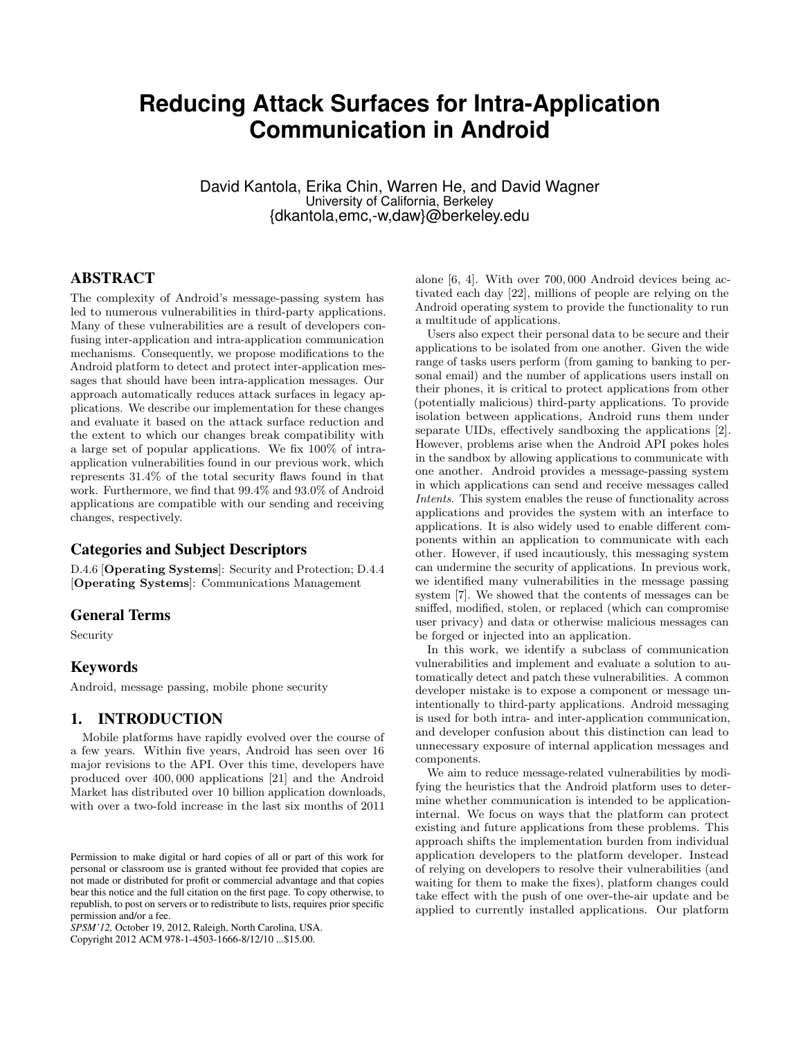# Reducing Attack Surfaces for Intra-Application Communication in Android

David Kantola, Erika Chin, Warren He, and David Wagner
University of California, Berkeley
{dkantola,emc,-w,daw}@berkeley.edu

## ABSTRACT

The complexity of Android's message-passing system has led to numerous vulnerabilities in third-party applications. Many of these vulnerabilities are a result of developers confusing inter-application and intra-application communication mechanisms. Consequently, we propose modifications to the Android platform to detect and protect inter-application messages that should have been intra-application messages. Our approach automatically reduces attack surfaces in legacy applications. We describe our implementation for these changes and evaluate it based on the attack surface reduction and the extent to which our changes break compatibility with a large set of popular applications. We fix 100% of intra-application vulnerabilities found in our previous work, which represents 31.4% of the total security flaws found in that work. Furthermore, we find that 99.4% and 93.0% of Android applications are compatible with our sending and receiving changes, respectively.

### Categories and Subject Descriptors

D.4.6 [**Operating Systems**]: Security and Protection; D.4.4 [**Operating Systems**]: Communications Management

### General Terms

Security

### Keywords

Android, message passing, mobile phone security

## 1. INTRODUCTION

Mobile platforms have rapidly evolved over the course of a few years. Within five years, Android has seen over 16 major revisions to the API. Over this time, developers have produced over 400,000 applications [21] and the Android Market has distributed over 10 billion application downloads, with over a two-fold increase in the last six months of 2011 alone [6, 4]. With over 700,000 Android devices being activated each day [22], millions of people are relying on the Android operating system to provide the functionality to run a multitude of applications.

Users also expect their personal data to be secure and their applications to be isolated from one another. Given the wide range of tasks users perform (from gaming to banking to personal email) and the number of applications users install on their phones, it is critical to protect applications from other (potentially malicious) third-party applications. To provide isolation between applications, Android runs them under separate UIDs, effectively sandboxing the applications [2]. However, problems arise when the Android API pokes holes in the sandbox by allowing applications to communicate with one another. Android provides a message-passing system in which applications can send and receive messages called *Intents*. This system enables the reuse of functionality across applications and provides the system with an interface to applications. It is also widely used to enable different components within an application to communicate with each other. However, if used incautiously, this messaging system can undermine the security of applications. In previous work, we identified many vulnerabilities in the message passing system [7]. We showed that the contents of messages can be sniffed, modified, stolen, or replaced (which can compromise user privacy) and data or otherwise malicious messages can be forged or injected into an application.

In this work, we identify a subclass of communication vulnerabilities and implement and evaluate a solution to automatically detect and patch these vulnerabilities. A common developer mistake is to expose a component or message unintentionally to third-party applications. Android messaging is used for both intra- and inter-application communication, and developer confusion about this distinction can lead to unnecessary exposure of internal application messages and components.

We aim to reduce message-related vulnerabilities by modifying the heuristics that the Android platform uses to determine whether communication is intended to be application-internal. We focus on ways that the platform can protect existing and future applications from these problems. This approach shifts the implementation burden from individual application developers to the platform developer. Instead of relying on developers to resolve their vulnerabilities (and waiting for them to make the fixes), platform changes could take effect with the push of one over-the-air update and be applied to currently installed applications. Our platform

Permission to make digital or hard copies of all or part of this work for personal or classroom use is granted without fee provided that copies are not made or distributed for profit or commercial advantage and that copies bear this notice and the full citation on the first page. To copy otherwise, to republish, to post on servers or to redistribute to lists, requires prior specific permission and/or a fee.
*SPSM'12,* October 19, 2012, Raleigh, North Carolina, USA.
Copyright 2012 ACM 978-1-4503-1666-8/12/10 ...$15.00.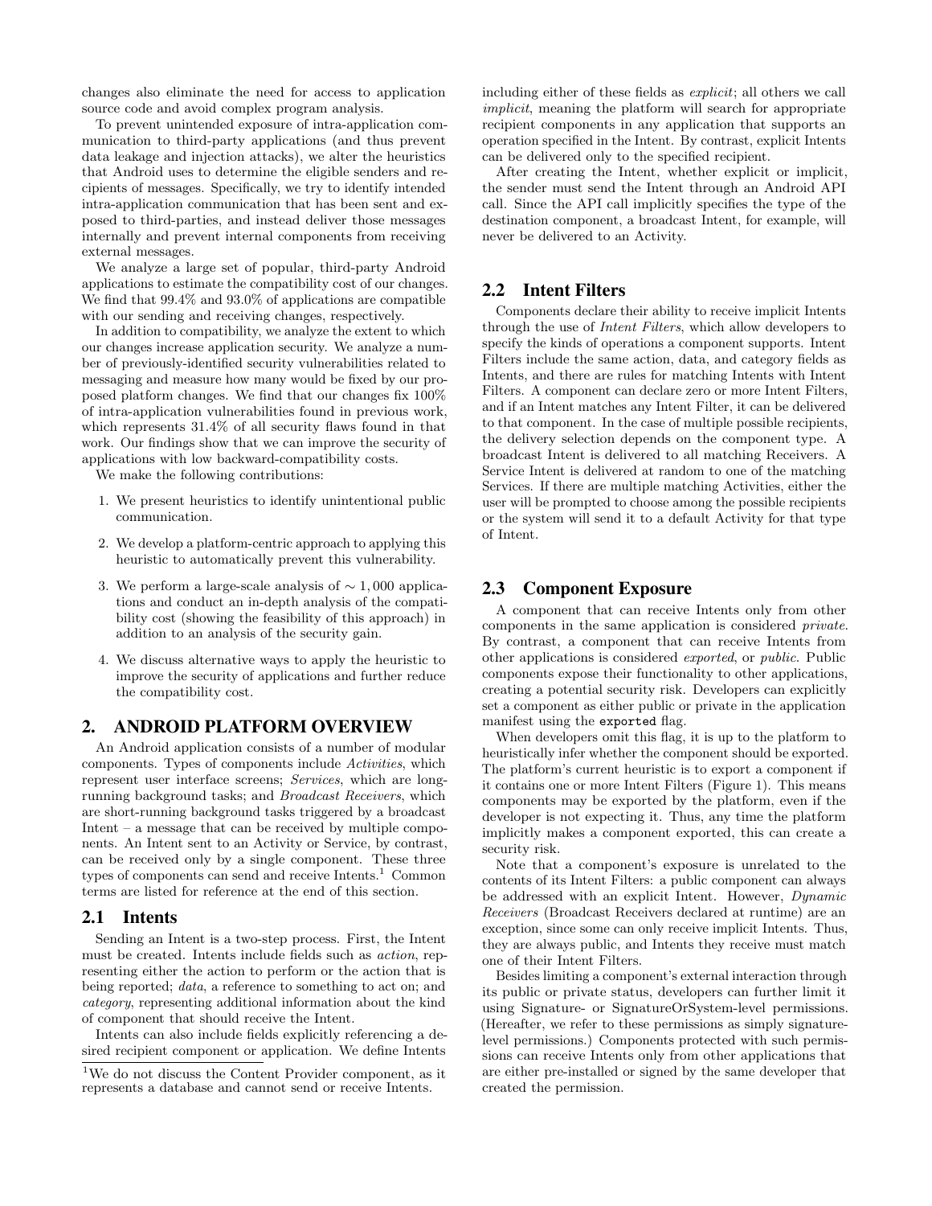changes also eliminate the need for access to application source code and avoid complex program analysis.

To prevent unintended exposure of intra-application communication to third-party applications (and thus prevent data leakage and injection attacks), we alter the heuristics that Android uses to determine the eligible senders and recipients of messages. Specifically, we try to identify intended intra-application communication that has been sent and exposed to third-parties, and instead deliver those messages internally and prevent internal components from receiving external messages.

We analyze a large set of popular, third-party Android applications to estimate the compatibility cost of our changes. We find that 99.4% and 93.0% of applications are compatible with our sending and receiving changes, respectively.

In addition to compatibility, we analyze the extent to which our changes increase application security. We analyze a number of previously-identified security vulnerabilities related to messaging and measure how many would be fixed by our proposed platform changes. We find that our changes fix 100% of intra-application vulnerabilities found in previous work, which represents 31.4% of all security flaws found in that work. Our findings show that we can improve the security of applications with low backward-compatibility costs.

We make the following contributions:

1. We present heuristics to identify unintentional public communication.
2. We develop a platform-centric approach to applying this heuristic to automatically prevent this vulnerability.
3. We perform a large-scale analysis of $\sim 1,000$ applications and conduct an in-depth analysis of the compatibility cost (showing the feasibility of this approach) in addition to an analysis of the security gain.
4. We discuss alternative ways to apply the heuristic to improve the security of applications and further reduce the compatibility cost.

## 2. ANDROID PLATFORM OVERVIEW

An Android application consists of a number of modular components. Types of components include *Activities*, which represent user interface screens; *Services*, which are long-running background tasks; and *Broadcast Receivers*, which are short-running background tasks triggered by a broadcast Intent – a message that can be received by multiple components. An Intent sent to an Activity or Service, by contrast, can be received only by a single component. These three types of components can send and receive Intents.[1] Common terms are listed for reference at the end of this section.

### 2.1 Intents

Sending an Intent is a two-step process. First, the Intent must be created. Intents include fields such as *action*, representing either the action to perform or the action that is being reported; *data*, a reference to something to act on; and *category*, representing additional information about the kind of component that should receive the Intent.

Intents can also include fields explicitly referencing a desired recipient component or application. We define Intents including either of these fields as *explicit*; all others we call *implicit*, meaning the platform will search for appropriate recipient components in any application that supports an operation specified in the Intent. By contrast, explicit Intents can be delivered only to the specified recipient.

After creating the Intent, whether explicit or implicit, the sender must send the Intent through an Android API call. Since the API call implicitly specifies the type of the destination component, a broadcast Intent, for example, will never be delivered to an Activity.

### 2.2 Intent Filters

Components declare their ability to receive implicit Intents through the use of *Intent Filters*, which allow developers to specify the kinds of operations a component supports. Intent Filters include the same action, data, and category fields as Intents, and there are rules for matching Intents with Intent Filters. A component can declare zero or more Intent Filters, and if an Intent matches any Intent Filter, it can be delivered to that component. In the case of multiple possible recipients, the delivery selection depends on the component type. A broadcast Intent is delivered to all matching Receivers. A Service Intent is delivered at random to one of the matching Services. If there are multiple matching Activities, either the user will be prompted to choose among the possible recipients or the system will send it to a default Activity for that type of Intent.

### 2.3 Component Exposure

A component that can receive Intents only from other components in the same application is considered *private*. By contrast, a component that can receive Intents from other applications is considered *exported*, or *public*. Public components expose their functionality to other applications, creating a potential security risk. Developers can explicitly set a component as either public or private in the application manifest using the `exported` flag.

When developers omit this flag, it is up to the platform to heuristically infer whether the component should be exported. The platform's current heuristic is to export a component if it contains one or more Intent Filters (Figure 1). This means components may be exported by the platform, even if the developer is not expecting it. Thus, any time the platform implicitly makes a component exported, this can create a security risk.

Note that a component's exposure is unrelated to the contents of its Intent Filters: a public component can always be addressed with an explicit Intent. However, *Dynamic Receivers* (Broadcast Receivers declared at runtime) are an exception, since some can only receive implicit Intents. Thus, they are always public, and Intents they receive must match one of their Intent Filters.

Besides limiting a component's external interaction through its public or private status, developers can further limit it using Signature- or SignatureOrSystem-level permissions. (Hereafter, we refer to these permissions as simply signature-level permissions.) Components protected with such permissions can receive Intents only from other applications that are either pre-installed or signed by the same developer that created the permission.

[1] We do not discuss the Content Provider component, as it represents a database and cannot send or receive Intents.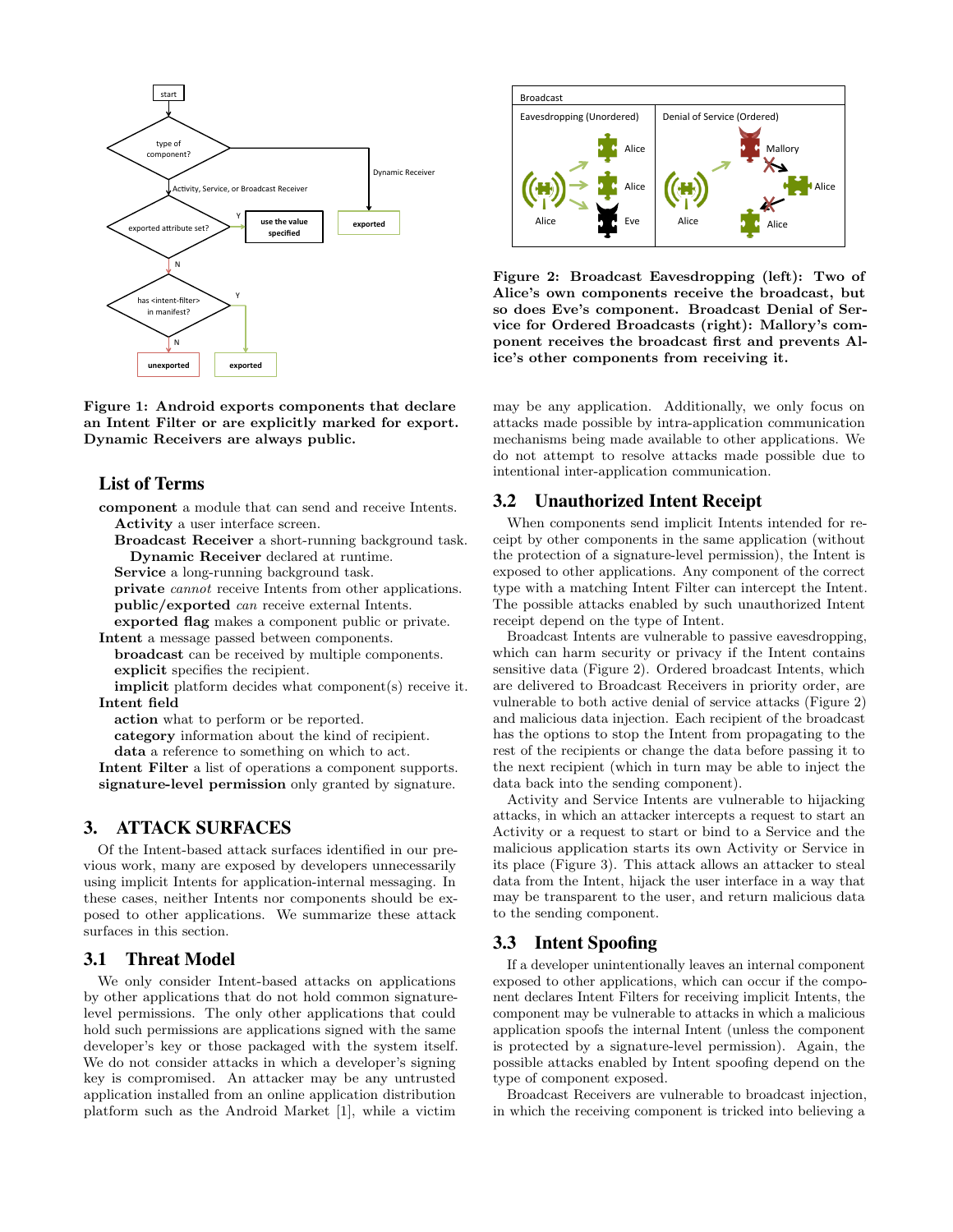Figure 1: Android exports components that declare an Intent Filter or are explicitly marked for export. Dynamic Receivers are always public.

## List of Terms

**component** a module that can send and receive Intents.
- **Activity** a user interface screen.
- **Broadcast Receiver** a short-running background task.
  - **Dynamic Receiver** declared at runtime.
- **Service** a long-running background task.
- **private** *cannot* receive Intents from other applications.
- **public/exported** *can* receive external Intents.
- **exported flag** makes a component public or private.

**Intent** a message passed between components.
- **broadcast** can be received by multiple components.
- **explicit** specifies the recipient.
- **implicit** platform decides what component(s) receive it.

**Intent field**
- **action** what to perform or be reported.
- **category** information about the kind of recipient.
- **data** a reference to something on which to act.

**Intent Filter** a list of operations a component supports.
**signature-level permission** only granted by signature.

# 3. ATTACK SURFACES

Of the Intent-based attack surfaces identified in our previous work, many are exposed by developers unnecessarily using implicit Intents for application-internal messaging. In these cases, neither Intents nor components should be exposed to other applications. We summarize these attack surfaces in this section.

## 3.1 Threat Model

We only consider Intent-based attacks on applications by other applications that do not hold common signature-level permissions. The only other applications that could hold such permissions are applications signed with the same developer's key or those packaged with the system itself. We do not consider attacks in which a developer's signing key is compromised. An attacker may be any untrusted application installed from an online application distribution platform such as the Android Market [1], while a victim may be any application. Additionally, we only focus on attacks made possible by intra-application communication mechanisms being made available to other applications. We do not attempt to resolve attacks made possible due to intentional inter-application communication.

Figure 2: Broadcast Eavesdropping (left): Two of Alice's own components receive the broadcast, but so does Eve's component. Broadcast Denial of Service for Ordered Broadcasts (right): Mallory's component receives the broadcast first and prevents Alice's other components from receiving it.

## 3.2 Unauthorized Intent Receipt

When components send implicit Intents intended for receipt by other components in the same application (without the protection of a signature-level permission), the Intent is exposed to other applications. Any component of the correct type with a matching Intent Filter can intercept the Intent. The possible attacks enabled by such unauthorized Intent receipt depend on the type of Intent.

Broadcast Intents are vulnerable to passive eavesdropping, which can harm security or privacy if the Intent contains sensitive data (Figure 2). Ordered broadcast Intents, which are delivered to Broadcast Receivers in priority order, are vulnerable to both active denial of service attacks (Figure 2) and malicious data injection. Each recipient of the broadcast has the options to stop the Intent from propagating to the rest of the recipients or change the data before passing it to the next recipient (which in turn may be able to inject the data back into the sending component).

Activity and Service Intents are vulnerable to hijacking attacks, in which an attacker intercepts a request to start an Activity or a request to start or bind to a Service and the malicious application starts its own Activity or Service in its place (Figure 3). This attack allows an attacker to steal data from the Intent, hijack the user interface in a way that may be transparent to the user, and return malicious data to the sending component.

## 3.3 Intent Spoofing

If a developer unintentionally leaves an internal component exposed to other applications, which can occur if the component declares Intent Filters for receiving implicit Intents, the component may be vulnerable to attacks in which a malicious application spoofs the internal Intent (unless the component is protected by a signature-level permission). Again, the possible attacks enabled by Intent spoofing depend on the type of component exposed.

Broadcast Receivers are vulnerable to broadcast injection, in which the receiving component is tricked into believing a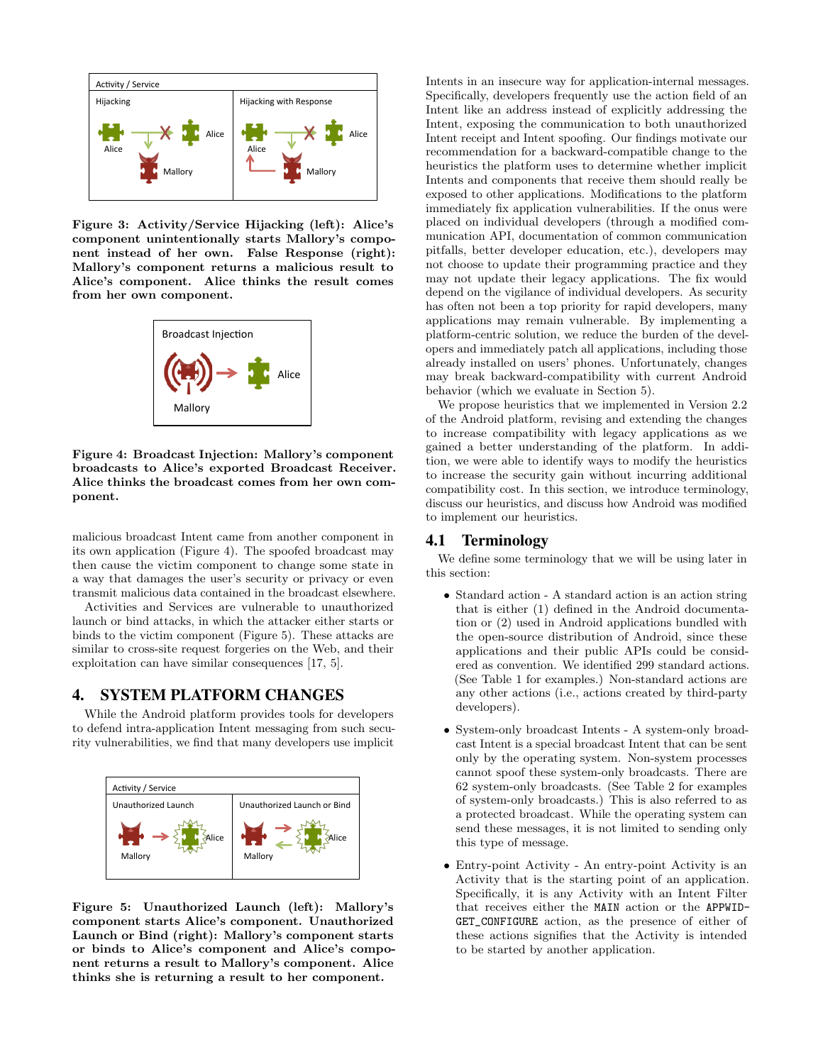**Figure 3: Activity/Service Hijacking (left): Alice's component unintentionally starts Mallory's component instead of her own. False Response (right): Mallory's component returns a malicious result to Alice's component. Alice thinks the result comes from her own component.**

**Figure 4: Broadcast Injection: Mallory's component broadcasts to Alice's exported Broadcast Receiver. Alice thinks the broadcast comes from her own component.**

malicious broadcast Intent came from another component in its own application (Figure 4). The spoofed broadcast may then cause the victim component to change some state in a way that damages the user's security or privacy or even transmit malicious data contained in the broadcast elsewhere.

Activities and Services are vulnerable to unauthorized launch or bind attacks, in which the attacker either starts or binds to the victim component (Figure 5). These attacks are similar to cross-site request forgeries on the Web, and their exploitation can have similar consequences [17, 5].

## 4. SYSTEM PLATFORM CHANGES

While the Android platform provides tools for developers to defend intra-application Intent messaging from such security vulnerabilities, we find that many developers use implicit Intents in an insecure way for application-internal messages. Specifically, developers frequently use the action field of an Intent like an address instead of explicitly addressing the Intent, exposing the communication to both unauthorized Intent receipt and Intent spoofing. Our findings motivate our recommendation for a backward-compatible change to the heuristics the platform uses to determine whether implicit Intents and components that receive them should really be exposed to other applications. Modifications to the platform immediately fix application vulnerabilities. If the onus were placed on individual developers (through a modified communication API, documentation of common communication pitfalls, better developer education, etc.), developers may not choose to update their programming practice and they may not update their legacy applications. The fix would depend on the vigilance of individual developers. As security has often not been a top priority for rapid developers, many applications may remain vulnerable. By implementing a platform-centric solution, we reduce the burden of the developers and immediately patch all applications, including those already installed on users' phones. Unfortunately, changes may break backward-compatibility with current Android behavior (which we evaluate in Section 5).

We propose heuristics that we implemented in Version 2.2 of the Android platform, revising and extending the changes to increase compatibility with legacy applications as we gained a better understanding of the platform. In addition, we were able to identify ways to modify the heuristics to increase the security gain without incurring additional compatibility cost. In this section, we introduce terminology, discuss our heuristics, and discuss how Android was modified to implement our heuristics.

**Figure 5: Unauthorized Launch (left): Mallory's component starts Alice's component. Unauthorized Launch or Bind (right): Mallory's component starts or binds to Alice's component and Alice's component returns a result to Mallory's component. Alice thinks she is returning a result to her component.**

### 4.1 Terminology

We define some terminology that we will be using later in this section:

- Standard action - A standard action is an action string that is either (1) defined in the Android documentation or (2) used in Android applications bundled with the open-source distribution of Android, since these applications and their public APIs could be considered as convention. We identified 299 standard actions. (See Table 1 for examples.) Non-standard actions are any other actions (i.e., actions created by third-party developers).
- System-only broadcast Intents - A system-only broadcast Intent is a special broadcast Intent that can be sent only by the operating system. Non-system processes cannot spoof these system-only broadcasts. There are 62 system-only broadcasts. (See Table 2 for examples of system-only broadcasts.) This is also referred to as a protected broadcast. While the operating system can send these messages, it is not limited to sending only this type of message.
- Entry-point Activity - An entry-point Activity is an Activity that is the starting point of an application. Specifically, it is any Activity with an Intent Filter that receives either the `MAIN` action or the `APPWIDGET_CONFIGURE` action, as the presence of either of these actions signifies that the Activity is intended to be started by another application.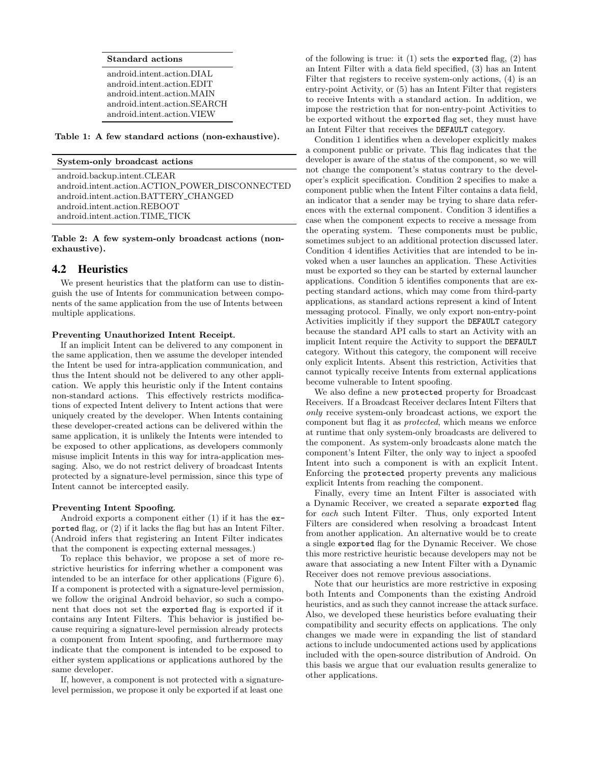| Standard actions |
| --- |
| android.intent.action.DIAL |
| android.intent.action.EDIT |
| android.intent.action.MAIN |
| android.intent.action.SEARCH |
| android.intent.action.VIEW |

**Table 1: A few standard actions (non-exhaustive).**

| System-only broadcast actions |
| --- |
| android.backup.intent.CLEAR |
| android.intent.action.ACTION_POWER_DISCONNECTED |
| android.intent.action.BATTERY_CHANGED |
| android.intent.action.REBOOT |
| android.intent.action.TIME_TICK |

**Table 2: A few system-only broadcast actions (non-exhaustive).**

## 4.2 Heuristics

We present heuristics that the platform can use to distinguish the use of Intents for communication between components of the same application from the use of Intents between multiple applications.

#### Preventing Unauthorized Intent Receipt.

If an implicit Intent can be delivered to any component in the same application, then we assume the developer intended the Intent be used for intra-application communication, and thus the Intent should not be delivered to any other application. We apply this heuristic only if the Intent contains non-standard actions. This effectively restricts modifications of expected Intent delivery to Intent actions that were uniquely created by the developer. When Intents containing these developer-created actions can be delivered within the same application, it is unlikely the Intents were intended to be exposed to other applications, as developers commonly misuse implicit Intents in this way for intra-application messaging. Also, we do not restrict delivery of broadcast Intents protected by a signature-level permission, since this type of Intent cannot be intercepted easily.

#### Preventing Intent Spoofing.

Android exports a component either (1) if it has the `exported` flag, or (2) if it lacks the flag but has an Intent Filter. (Android infers that registering an Intent Filter indicates that the component is expecting external messages.)

To replace this behavior, we propose a set of more restrictive heuristics for inferring whether a component was intended to be an interface for other applications (Figure 6). If a component is protected with a signature-level permission, we follow the original Android behavior, so such a component that does not set the `exported` flag is exported if it contains any Intent Filters. This behavior is justified because requiring a signature-level permission already protects a component from Intent spoofing, and furthermore may indicate that the component is intended to be exposed to either system applications or applications authored by the same developer.

If, however, a component is not protected with a signature-level permission, we propose it only be exported if at least one of the following is true: it (1) sets the `exported` flag, (2) has an Intent Filter with a data field specified, (3) has an Intent Filter that registers to receive system-only actions, (4) is an entry-point Activity, or (5) has an Intent Filter that registers to receive Intents with a standard action. In addition, we impose the restriction that for non-entry-point Activities to be exported without the `exported` flag set, they must have an Intent Filter that receives the `DEFAULT` category.

Condition 1 identifies when a developer explicitly makes a component public or private. This flag indicates that the developer is aware of the status of the component, so we will not change the component's status contrary to the developer's explicit specification. Condition 2 specifies to make a component public when the Intent Filter contains a data field, an indicator that a sender may be trying to share data references with the external component. Condition 3 identifies a case when the component expects to receive a message from the operating system. These components must be public, sometimes subject to an additional protection discussed later. Condition 4 identifies Activities that are intended to be invoked when a user launches an application. These Activities must be exported so they can be started by external launcher applications. Condition 5 identifies components that are expecting standard actions, which may come from third-party applications, as standard actions represent a kind of Intent messaging protocol. Finally, we only export non-entry-point Activities implicitly if they support the `DEFAULT` category because the standard API calls to start an Activity with an implicit Intent require the Activity to support the `DEFAULT` category. Without this category, the component will receive only explicit Intents. Absent this restriction, Activities that cannot typically receive Intents from external applications become vulnerable to Intent spoofing.

We also define a new `protected` property for Broadcast Receivers. If a Broadcast Receiver declares Intent Filters that *only* receive system-only broadcast actions, we export the component but flag it as *protected*, which means we enforce at runtime that only system-only broadcasts are delivered to the component. As system-only broadcasts alone match the component's Intent Filter, the only way to inject a spoofed Intent into such a component is with an explicit Intent. Enforcing the `protected` property prevents any malicious explicit Intents from reaching the component.

Finally, every time an Intent Filter is associated with a Dynamic Receiver, we created a separate `exported` flag for *each* such Intent Filter. Thus, only exported Intent Filters are considered when resolving a broadcast Intent from another application. An alternative would be to create a single `exported` flag for the Dynamic Receiver. We chose this more restrictive heuristic because developers may not be aware that associating a new Intent Filter with a Dynamic Receiver does not remove previous associations.

Note that our heuristics are more restrictive in exposing both Intents and Components than the existing Android heuristics, and as such they cannot increase the attack surface. Also, we developed these heuristics before evaluating their compatibility and security effects on applications. The only changes we made were in expanding the list of standard actions to include undocumented actions used by applications included with the open-source distribution of Android. On this basis we argue that our evaluation results generalize to other applications.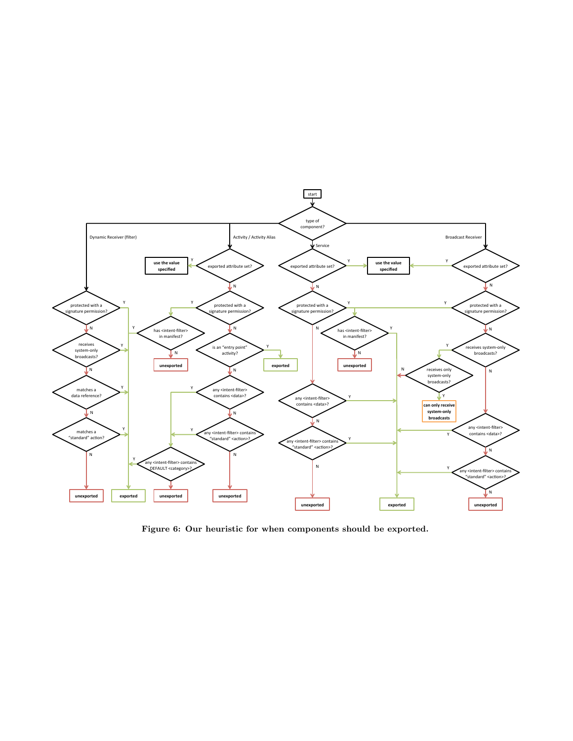Figure 6: Our heuristic for when components should be exported.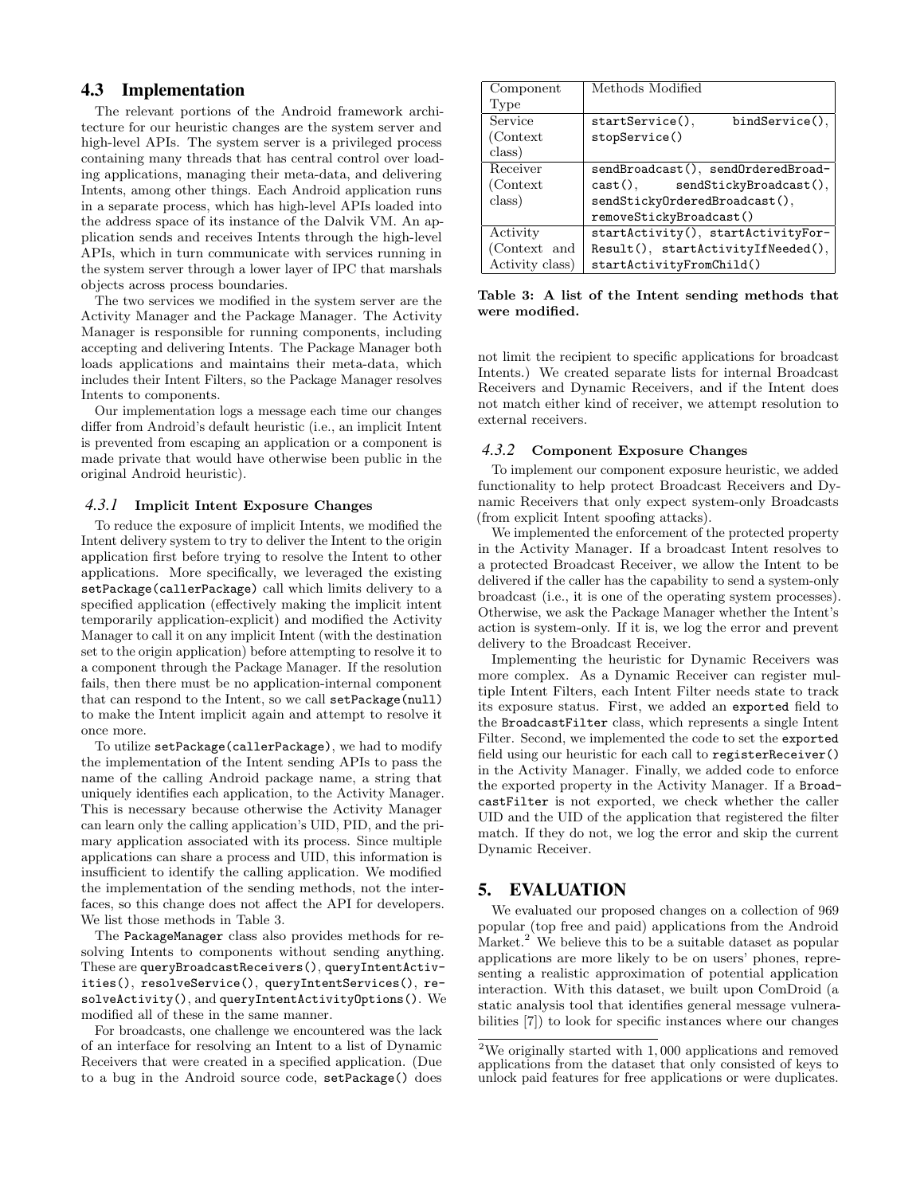## 4.3 Implementation

The relevant portions of the Android framework architecture for our heuristic changes are the system server and high-level APIs. The system server is a privileged process containing many threads that has central control over loading applications, managing their meta-data, and delivering Intents, among other things. Each Android application runs in a separate process, which has high-level APIs loaded into the address space of its instance of the Dalvik VM. An application sends and receives Intents through the high-level APIs, which in turn communicate with services running in the system server through a lower layer of IPC that marshals objects across process boundaries.

The two services we modified in the system server are the Activity Manager and the Package Manager. The Activity Manager is responsible for running components, including accepting and delivering Intents. The Package Manager both loads applications and maintains their meta-data, which includes their Intent Filters, so the Package Manager resolves Intents to components.

Our implementation logs a message each time our changes differ from Android's default heuristic (i.e., an implicit Intent is prevented from escaping an application or a component is made private that would have otherwise been public in the original Android heuristic).

### 4.3.1 Implicit Intent Exposure Changes

To reduce the exposure of implicit Intents, we modified the Intent delivery system to try to deliver the Intent to the origin application first before trying to resolve the Intent to other applications. More specifically, we leveraged the existing `setPackage(callerPackage)` call which limits delivery to a specified application (effectively making the implicit intent temporarily application-explicit) and modified the Activity Manager to call it on any implicit Intent (with the destination set to the origin application) before attempting to resolve it to a component through the Package Manager. If the resolution fails, then there must be no application-internal component that can respond to the Intent, so we call `setPackage(null)` to make the Intent implicit again and attempt to resolve it once more.

To utilize `setPackage(callerPackage)`, we had to modify the implementation of the Intent sending APIs to pass the name of the calling Android package name, a string that uniquely identifies each application, to the Activity Manager. This is necessary because otherwise the Activity Manager can learn only the calling application's UID, PID, and the primary application associated with its process. Since multiple applications can share a process and UID, this information is insufficient to identify the calling application. We modified the implementation of the sending methods, not the interfaces, so this change does not affect the API for developers. We list those methods in Table 3.

| Component Type | Methods Modified |
|---|---|
| Service (Context class) | `startService()`, `bindService()`, `stopService()` |
| Receiver (Context class) | `sendBroadcast()`, `sendOrderedBroadcast()`, `sendStickyBroadcast()`, `sendStickyOrderedBroadcast()`, `removeStickyBroadcast()` |
| Activity (Context and Activity class) | `startActivity()`, `startActivityForResult()`, `startActivityIfNeeded()`, `startActivityFromChild()` |

**Table 3: A list of the Intent sending methods that were modified.**

The `PackageManager` class also provides methods for resolving Intents to components without sending anything. These are `queryBroadcastReceivers()`, `queryIntentActivities()`, `resolveService()`, `queryIntentServices()`, `resolveActivity()`, and `queryIntentActivityOptions()`. We modified all of these in the same manner.

For broadcasts, one challenge we encountered was the lack of an interface for resolving an Intent to a list of Dynamic Receivers that were created in a specified application. (Due to a bug in the Android source code, `setPackage()` does not limit the recipient to specific applications for broadcast Intents.) We created separate lists for internal Broadcast Receivers and Dynamic Receivers, and if the Intent does not match either kind of receiver, we attempt resolution to external receivers.

### 4.3.2 Component Exposure Changes

To implement our component exposure heuristic, we added functionality to help protect Broadcast Receivers and Dynamic Receivers that only expect system-only Broadcasts (from explicit Intent spoofing attacks).

We implemented the enforcement of the protected property in the Activity Manager. If a broadcast Intent resolves to a protected Broadcast Receiver, we allow the Intent to be delivered if the caller has the capability to send a system-only broadcast (i.e., it is one of the operating system processes). Otherwise, we ask the Package Manager whether the Intent's action is system-only. If it is, we log the error and prevent delivery to the Broadcast Receiver.

Implementing the heuristic for Dynamic Receivers was more complex. As a Dynamic Receiver can register multiple Intent Filters, each Intent Filter needs state to track its exposure status. First, we added an `exported` field to the `BroadcastFilter` class, which represents a single Intent Filter. Second, we implemented the code to set the `exported` field using our heuristic for each call to `registerReceiver()` in the Activity Manager. Finally, we added code to enforce the exported property in the Activity Manager. If a `BroadcastFilter` is not exported, we check whether the caller UID and the UID of the application that registered the filter match. If they do not, we log the error and skip the current Dynamic Receiver.

# 5. EVALUATION

We evaluated our proposed changes on a collection of 969 popular (top free and paid) applications from the Android Market.[2] We believe this to be a suitable dataset as popular applications are more likely to be on users' phones, representing a realistic approximation of potential application interaction. With this dataset, we built upon ComDroid (a static analysis tool that identifies general message vulnerabilities [7]) to look for specific instances where our changes

[2] We originally started with 1,000 applications and removed applications from the dataset that only consisted of keys to unlock paid features for free applications or were duplicates.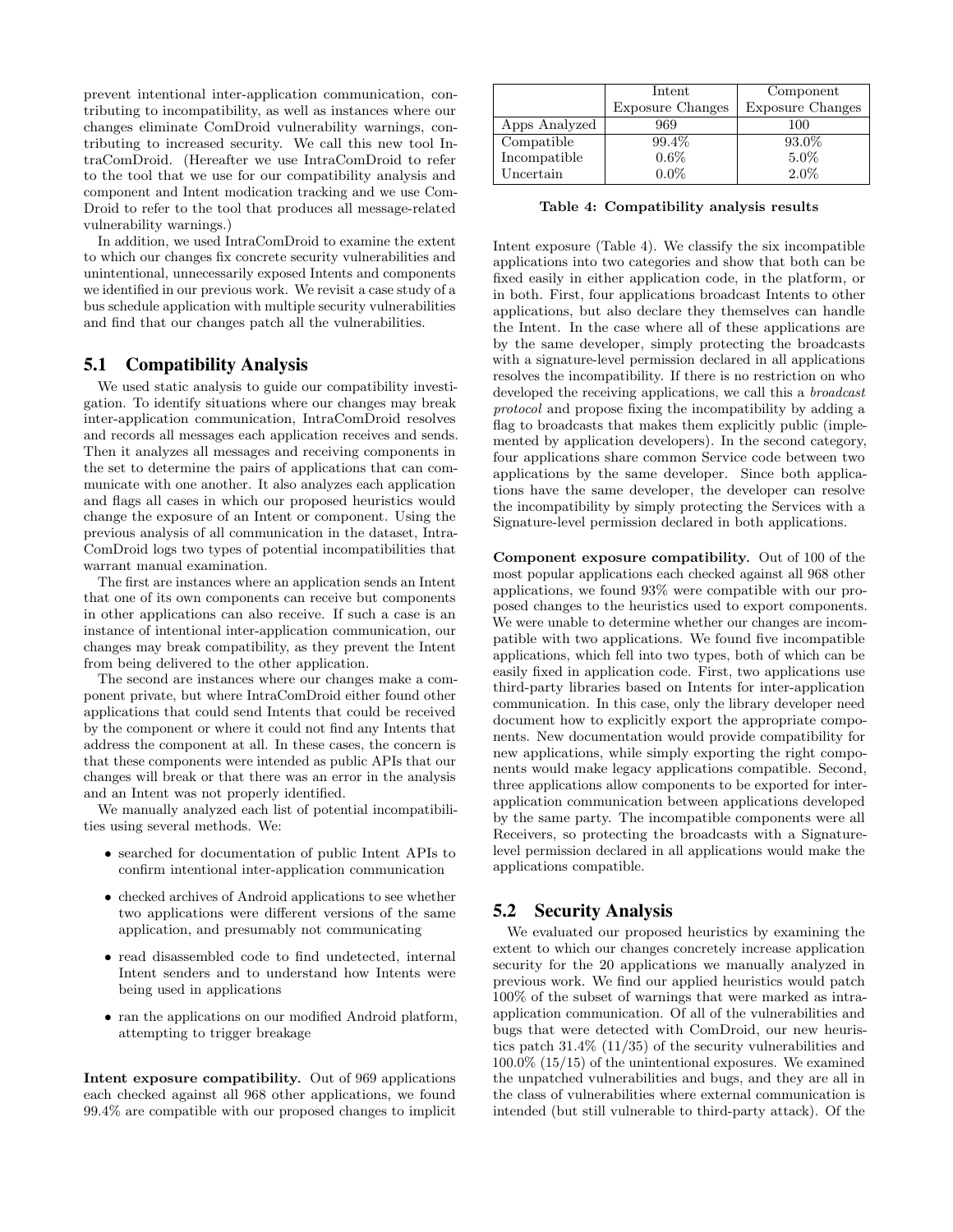prevent intentional inter-application communication, contributing to incompatibility, as well as instances where our changes eliminate ComDroid vulnerability warnings, contributing to increased security. We call this new tool IntraComDroid. (Hereafter we use IntraComDroid to refer to the tool that we use for our compatibility analysis and component and Intent modication tracking and we use ComDroid to refer to the tool that produces all message-related vulnerability warnings.)

In addition, we used IntraComDroid to examine the extent to which our changes fix concrete security vulnerabilities and unintentional, unnecessarily exposed Intents and components we identified in our previous work. We revisit a case study of a bus schedule application with multiple security vulnerabilities and find that our changes patch all the vulnerabilities.

## 5.1 Compatibility Analysis

We used static analysis to guide our compatibility investigation. To identify situations where our changes may break inter-application communication, IntraComDroid resolves and records all messages each application receives and sends. Then it analyzes all messages and receiving components in the set to determine the pairs of applications that can communicate with one another. It also analyzes each application and flags all cases in which our proposed heuristics would change the exposure of an Intent or component. Using the previous analysis of all communication in the dataset, IntraComDroid logs two types of potential incompatibilities that warrant manual examination.

The first are instances where an application sends an Intent that one of its own components can receive but components in other applications can also receive. If such a case is an instance of intentional inter-application communication, our changes may break compatibility, as they prevent the Intent from being delivered to the other application.

The second are instances where our changes make a component private, but where IntraComDroid either found other applications that could send Intents that could be received by the component or where it could not find any Intents that address the component at all. In these cases, the concern is that these components were intended as public APIs that our changes will break or that there was an error in the analysis and an Intent was not properly identified.

We manually analyzed each list of potential incompatibilities using several methods. We:

- searched for documentation of public Intent APIs to confirm intentional inter-application communication
- checked archives of Android applications to see whether two applications were different versions of the same application, and presumably not communicating
- read disassembled code to find undetected, internal Intent senders and to understand how Intents were being used in applications
- ran the applications on our modified Android platform, attempting to trigger breakage

**Intent exposure compatibility.** Out of 969 applications each checked against all 968 other applications, we found 99.4% are compatible with our proposed changes to implicit Intent exposure (Table 4). We classify the six incompatible applications into two categories and show that both can be fixed easily in either application code, in the platform, or in both. First, four applications broadcast Intents to other applications, but also declare they themselves can handle the Intent. In the case where all of these applications are by the same developer, simply protecting the broadcasts with a signature-level permission declared in all applications resolves the incompatibility. If there is no restriction on who developed the receiving applications, we call this a *broadcast protocol* and propose fixing the incompatibility by adding a flag to broadcasts that makes them explicitly public (implemented by application developers). In the second category, four applications share common Service code between two applications by the same developer. Since both applications have the same developer, the developer can resolve the incompatibility by simply protecting the Services with a Signature-level permission declared in both applications.

| | Intent Exposure Changes | Component Exposure Changes |
|---|---|---|
| Apps Analyzed | 969 | 100 |
| Compatible | 99.4% | 93.0% |
| Incompatible | 0.6% | 5.0% |
| Uncertain | 0.0% | 2.0% |

**Table 4: Compatibility analysis results**

**Component exposure compatibility.** Out of 100 of the most popular applications each checked against all 968 other applications, we found 93% were compatible with our proposed changes to the heuristics used to export components. We were unable to determine whether our changes are incompatible with two applications. We found five incompatible applications, which fell into two types, both of which can be easily fixed in application code. First, two applications use third-party libraries based on Intents for inter-application communication. In this case, only the library developer need document how to explicitly export the appropriate components. New documentation would provide compatibility for new applications, while simply exporting the right components would make legacy applications compatible. Second, three applications allow components to be exported for inter-application communication between applications developed by the same party. The incompatible components were all Receivers, so protecting the broadcasts with a Signature-level permission declared in all applications would make the applications compatible.

## 5.2 Security Analysis

We evaluated our proposed heuristics by examining the extent to which our changes concretely increase application security for the 20 applications we manually analyzed in previous work. We find our applied heuristics would patch 100% of the subset of warnings that were marked as intra-application communication. Of all of the vulnerabilities and bugs that were detected with ComDroid, our new heuristics patch 31.4% (11/35) of the security vulnerabilities and 100.0% (15/15) of the unintentional exposures. We examined the unpatched vulnerabilities and bugs, and they are all in the class of vulnerabilities where external communication is intended (but still vulnerable to third-party attack). Of the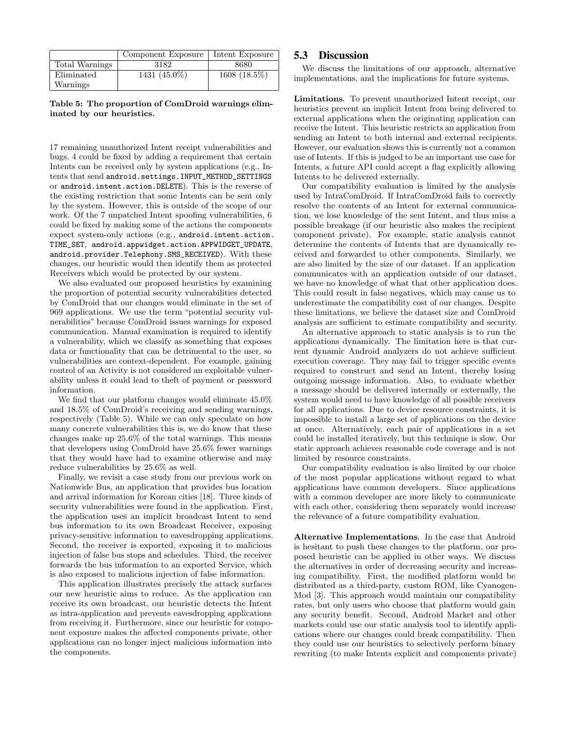| | Component Exposure | Intent Exposure |
|---|---|---|
| Total Warnings | 3182 | 8680 |
| Eliminated Warnings | 1431 (45.0%) | 1608 (18.5%) |

**Table 5: The proportion of ComDroid warnings eliminated by our heuristics.**

17 remaining unauthorized Intent receipt vulnerabilities and bugs, 4 could be fixed by adding a requirement that certain Intents can be received only by system applications (e.g., Intents that send `android.settings.INPUT_METHOD_SETTINGS` or `android.intent.action.DELETE`). This is the reverse of the existing restriction that some Intents can be sent only by the system. However, this is outside of the scope of our work. Of the 7 unpatched Intent spoofing vulnerabilities, 6 could be fixed by making some of the actions the components expect system-only actions (e.g., `android.intent.action.TIME_SET`, `android.appwidget.action.APPWIDGET_UPDATE`, `android.provider.Telephony.SMS_RECEIVED`). With these changes, our heuristic would then identify them as protected Receivers which would be protected by our system.

We also evaluated our proposed heuristics by examining the proportion of potential security vulnerabilities detected by ComDroid that our changes would eliminate in the set of 969 applications. We use the term "potential security vulnerabilities" because ComDroid issues warnings for exposed communication. Manual examination is required to identify a vulnerability, which we classify as something that exposes data or functionality that can be detrimental to the user, so vulnerabilities are context-dependent. For example, gaining control of an Activity is not considered an exploitable vulnerability unless it could lead to theft of payment or password information.

We find that our platform changes would eliminate 45.0% and 18.5% of ComDroid's receiving and sending warnings, respectively (Table 5). While we can only speculate on how many concrete vulnerabilities this is, we do know that these changes make up 25.6% of the total warnings. This means that developers using ComDroid have 25.6% fewer warnings that they would have had to examine otherwise and may reduce vulnerabilities by 25.6% as well.

Finally, we revisit a case study from our previous work on Nationwide Bus, an application that provides bus location and arrival information for Korean cities [18]. Three kinds of security vulnerabilities were found in the application. First, the application uses an implicit broadcast Intent to send bus information to its own Broadcast Receiver, exposing privacy-sensitive information to eavesdropping applications. Second, the receiver is exported, exposing it to malicious injection of false bus stops and schedules. Third, the receiver forwards the bus information to an exported Service, which is also exposed to malicious injection of false information.

This application illustrates precisely the attack surfaces our new heuristic aims to reduce. As the application can receive its own broadcast, our heuristic detects the Intent as intra-application and prevents eavesdropping applications from receiving it. Furthermore, since our heuristic for component exposure makes the affected components private, other applications can no longer inject malicious information into the components.

## 5.3 Discussion

We discuss the limitations of our approach, alternative implementations, and the implications for future systems.

**Limitations.** To prevent unauthorized Intent receipt, our heuristics prevent an implicit Intent from being delivered to external applications when the originating application can receive the Intent. This heuristic restricts an application from sending an Intent to both internal and external recipients. However, our evaluation shows this is currently not a common use of Intents. If this is judged to be an important use case for Intents, a future API could accept a flag explicitly allowing Intents to be delivered externally.

Our compatibility evaluation is limited by the analysis used by IntraComDroid. If IntraComDroid fails to correctly resolve the contents of an Intent for external communication, we lose knowledge of the sent Intent, and thus miss a possible breakage (if our heuristic also makes the recipient component private). For example, static analysis cannot determine the contents of Intents that are dynamically received and forwarded to other components. Similarly, we are also limited by the size of our dataset. If an application communicates with an application outside of our dataset, we have no knowledge of what that other application does. This could result in false negatives, which may cause us to underestimate the compatibility cost of our changes. Despite these limitations, we believe the dataset size and ComDroid analysis are sufficient to estimate compatibility and security.

An alternative approach to static analysis is to run the applications dynamically. The limitation here is that current dynamic Android analyzers do not achieve sufficient execution coverage. They may fail to trigger specific events required to construct and send an Intent, thereby losing outgoing message information. Also, to evaluate whether a message should be delivered internally or externally, the system would need to have knowledge of all possible receivers for all applications. Due to device resource constraints, it is impossible to install a large set of applications on the device at once. Alternatively, each pair of applications in a set could be installed iteratively, but this technique is slow. Our static approach achieves reasonable code coverage and is not limited by resource constraints.

Our compatibility evaluation is also limited by our choice of the most popular applications without regard to what applications have common developers. Since applications with a common developer are more likely to communicate with each other, considering them separately would increase the relevance of a future compatibility evaluation.

**Alternative Implementations.** In the case that Android is hesitant to push these changes to the platform, our proposed heuristic can be applied in other ways. We discuss the alternatives in order of decreasing security and increasing compatibility. First, the modified platform would be distributed as a third-party, custom ROM, like CyanogenMod [3]. This approach would maintain our compatibility rates, but only users who choose that platform would gain any security benefit. Second, Android Market and other markets could use our static analysis tool to identify applications where our changes could break compatibility. Then they could use our heuristics to selectively perform binary rewriting (to make Intents explicit and components private)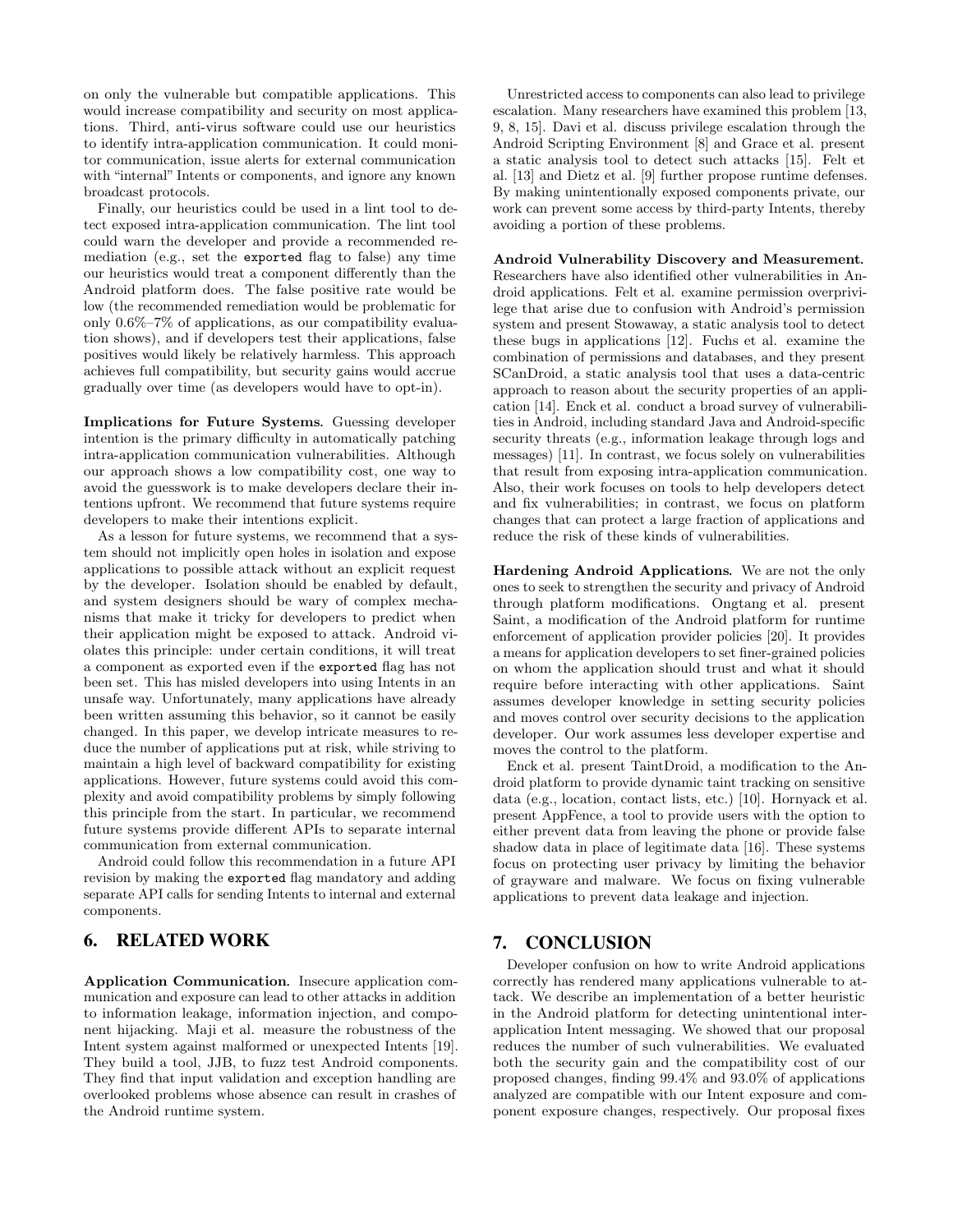on only the vulnerable but compatible applications. This would increase compatibility and security on most applications. Third, anti-virus software could use our heuristics to identify intra-application communication. It could monitor communication, issue alerts for external communication with "internal" Intents or components, and ignore any known broadcast protocols.

Finally, our heuristics could be used in a lint tool to detect exposed intra-application communication. The lint tool could warn the developer and provide a recommended remediation (e.g., set the `exported` flag to false) any time our heuristics would treat a component differently than the Android platform does. The false positive rate would be low (the recommended remediation would be problematic for only 0.6%–7% of applications, as our compatibility evaluation shows), and if developers test their applications, false positives would likely be relatively harmless. This approach achieves full compatibility, but security gains would accrue gradually over time (as developers would have to opt-in).

**Implications for Future Systems.** Guessing developer intention is the primary difficulty in automatically patching intra-application communication vulnerabilities. Although our approach shows a low compatibility cost, one way to avoid the guesswork is to make developers declare their intentions upfront. We recommend that future systems require developers to make their intentions explicit.

As a lesson for future systems, we recommend that a system should not implicitly open holes in isolation and expose applications to possible attack without an explicit request by the developer. Isolation should be enabled by default, and system designers should be wary of complex mechanisms that make it tricky for developers to predict when their application might be exposed to attack. Android violates this principle: under certain conditions, it will treat a component as exported even if the `exported` flag has not been set. This has misled developers into using Intents in an unsafe way. Unfortunately, many applications have already been written assuming this behavior, so it cannot be easily changed. In this paper, we develop intricate measures to reduce the number of applications put at risk, while striving to maintain a high level of backward compatibility for existing applications. However, future systems could avoid this complexity and avoid compatibility problems by simply following this principle from the start. In particular, we recommend future systems provide different APIs to separate internal communication from external communication.

Android could follow this recommendation in a future API revision by making the `exported` flag mandatory and adding separate API calls for sending Intents to internal and external components.

## 6. RELATED WORK

**Application Communication.** Insecure application communication and exposure can lead to other attacks in addition to information leakage, information injection, and component hijacking. Maji et al. measure the robustness of the Intent system against malformed or unexpected Intents [19]. They build a tool, JJB, to fuzz test Android components. They find that input validation and exception handling are overlooked problems whose absence can result in crashes of the Android runtime system.

Unrestricted access to components can also lead to privilege escalation. Many researchers have examined this problem [13, 9, 8, 15]. Davi et al. discuss privilege escalation through the Android Scripting Environment [8] and Grace et al. present a static analysis tool to detect such attacks [15]. Felt et al. [13] and Dietz et al. [9] further propose runtime defenses. By making unintentionally exposed components private, our work can prevent some access by third-party Intents, thereby avoiding a portion of these problems.

**Android Vulnerability Discovery and Measurement.** Researchers have also identified other vulnerabilities in Android applications. Felt et al. examine permission overprivilege that arise due to confusion with Android's permission system and present Stowaway, a static analysis tool to detect these bugs in applications [12]. Fuchs et al. examine the combination of permissions and databases, and they present SCanDroid, a static analysis tool that uses a data-centric approach to reason about the security properties of an application [14]. Enck et al. conduct a broad survey of vulnerabilities in Android, including standard Java and Android-specific security threats (e.g., information leakage through logs and messages) [11]. In contrast, we focus solely on vulnerabilities that result from exposing intra-application communication. Also, their work focuses on tools to help developers detect and fix vulnerabilities; in contrast, we focus on platform changes that can protect a large fraction of applications and reduce the risk of these kinds of vulnerabilities.

**Hardening Android Applications.** We are not the only ones to seek to strengthen the security and privacy of Android through platform modifications. Ongtang et al. present Saint, a modification of the Android platform for runtime enforcement of application provider policies [20]. It provides a means for application developers to set finer-grained policies on whom the application should trust and what it should require before interacting with other applications. Saint assumes developer knowledge in setting security policies and moves control over security decisions to the application developer. Our work assumes less developer expertise and moves the control to the platform.

Enck et al. present TaintDroid, a modification to the Android platform to provide dynamic taint tracking on sensitive data (e.g., location, contact lists, etc.) [10]. Hornyack et al. present AppFence, a tool to provide users with the option to either prevent data from leaving the phone or provide false shadow data in place of legitimate data [16]. These systems focus on protecting user privacy by limiting the behavior of grayware and malware. We focus on fixing vulnerable applications to prevent data leakage and injection.

## 7. CONCLUSION

Developer confusion on how to write Android applications correctly has rendered many applications vulnerable to attack. We describe an implementation of a better heuristic in the Android platform for detecting unintentional inter-application Intent messaging. We showed that our proposal reduces the number of such vulnerabilities. We evaluated both the security gain and the compatibility cost of our proposed changes, finding 99.4% and 93.0% of applications analyzed are compatible with our Intent exposure and component exposure changes, respectively. Our proposal fixes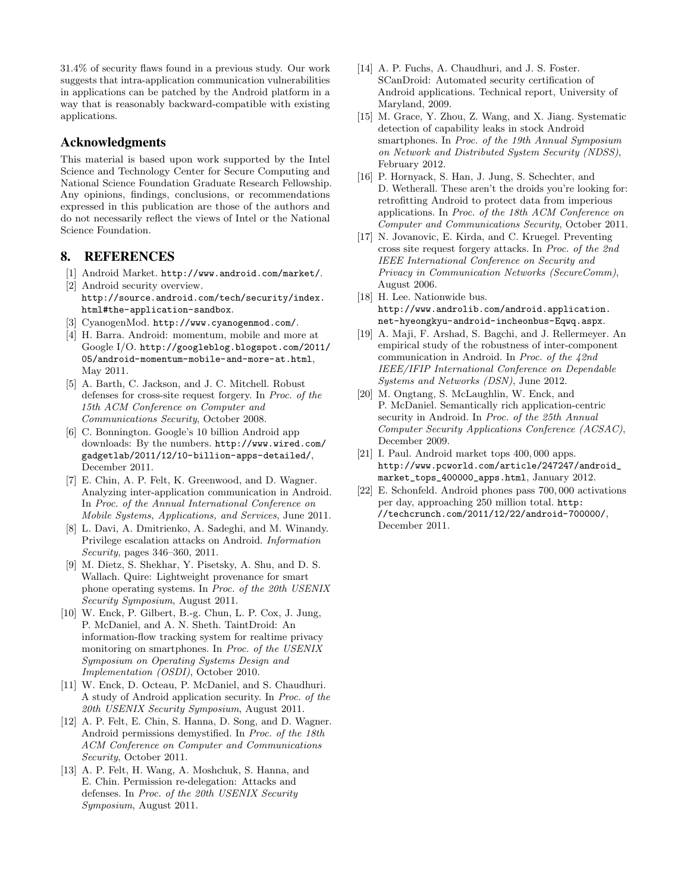31.4% of security flaws found in a previous study. Our work suggests that intra-application communication vulnerabilities in applications can be patched by the Android platform in a way that is reasonably backward-compatible with existing applications.

## Acknowledgments

This material is based upon work supported by the Intel Science and Technology Center for Secure Computing and National Science Foundation Graduate Research Fellowship. Any opinions, findings, conclusions, or recommendations expressed in this publication are those of the authors and do not necessarily reflect the views of Intel or the National Science Foundation.

## 8. REFERENCES

[1] Android Market. http://www.android.com/market/.

[2] Android security overview. http://source.android.com/tech/security/index.html#the-application-sandbox.

[3] CyanogenMod. http://www.cyanogenmod.com/.

[4] H. Barra. Android: momentum, mobile and more at Google I/O. http://googleblog.blogspot.com/2011/05/android-momentum-mobile-and-more-at.html, May 2011.

[5] A. Barth, C. Jackson, and J. C. Mitchell. Robust defenses for cross-site request forgery. In *Proc. of the 15th ACM Conference on Computer and Communications Security*, October 2008.

[6] C. Bonnington. Google's 10 billion Android app downloads: By the numbers. http://www.wired.com/gadgetlab/2011/12/10-billion-apps-detailed/, December 2011.

[7] E. Chin, A. P. Felt, K. Greenwood, and D. Wagner. Analyzing inter-application communication in Android. In *Proc. of the Annual International Conference on Mobile Systems, Applications, and Services*, June 2011.

[8] L. Davi, A. Dmitrienko, A. Sadeghi, and M. Winandy. Privilege escalation attacks on Android. *Information Security*, pages 346–360, 2011.

[9] M. Dietz, S. Shekhar, Y. Pisetsky, A. Shu, and D. S. Wallach. Quire: Lightweight provenance for smart phone operating systems. In *Proc. of the 20th USENIX Security Symposium*, August 2011.

[10] W. Enck, P. Gilbert, B.-g. Chun, L. P. Cox, J. Jung, P. McDaniel, and A. N. Sheth. TaintDroid: An information-flow tracking system for realtime privacy monitoring on smartphones. In *Proc. of the USENIX Symposium on Operating Systems Design and Implementation (OSDI)*, October 2010.

[11] W. Enck, D. Octeau, P. McDaniel, and S. Chaudhuri. A study of Android application security. In *Proc. of the 20th USENIX Security Symposium*, August 2011.

[12] A. P. Felt, E. Chin, S. Hanna, D. Song, and D. Wagner. Android permissions demystified. In *Proc. of the 18th ACM Conference on Computer and Communications Security*, October 2011.

[13] A. P. Felt, H. Wang, A. Moshchuk, S. Hanna, and E. Chin. Permission re-delegation: Attacks and defenses. In *Proc. of the 20th USENIX Security Symposium*, August 2011.

[14] A. P. Fuchs, A. Chaudhuri, and J. S. Foster. SCanDroid: Automated security certification of Android applications. Technical report, University of Maryland, 2009.

[15] M. Grace, Y. Zhou, Z. Wang, and X. Jiang. Systematic detection of capability leaks in stock Android smartphones. In *Proc. of the 19th Annual Symposium on Network and Distributed System Security (NDSS)*, February 2012.

[16] P. Hornyack, S. Han, J. Jung, S. Schechter, and D. Wetherall. These aren't the droids you're looking for: retrofitting Android to protect data from imperious applications. In *Proc. of the 18th ACM Conference on Computer and Communications Security*, October 2011.

[17] N. Jovanovic, E. Kirda, and C. Kruegel. Preventing cross site request forgery attacks. In *Proc. of the 2nd IEEE International Conference on Security and Privacy in Communication Networks (SecureComm)*, August 2006.

[18] H. Lee. Nationwide bus. http://www.androlib.com/android.application.net-hyeongkyu-android-incheonbus-Eqwq.aspx.

[19] A. Maji, F. Arshad, S. Bagchi, and J. Rellermeyer. An empirical study of the robustness of inter-component communication in Android. In *Proc. of the 42nd IEEE/IFIP International Conference on Dependable Systems and Networks (DSN)*, June 2012.

[20] M. Ongtang, S. McLaughlin, W. Enck, and P. McDaniel. Semantically rich application-centric security in Android. In *Proc. of the 25th Annual Computer Security Applications Conference (ACSAC)*, December 2009.

[21] I. Paul. Android market tops 400,000 apps. http://www.pcworld.com/article/247247/android_market_tops_400000_apps.html, January 2012.

[22] E. Schonfeld. Android phones pass 700,000 activations per day, approaching 250 million total. http://techcrunch.com/2011/12/22/android-700000/, December 2011.